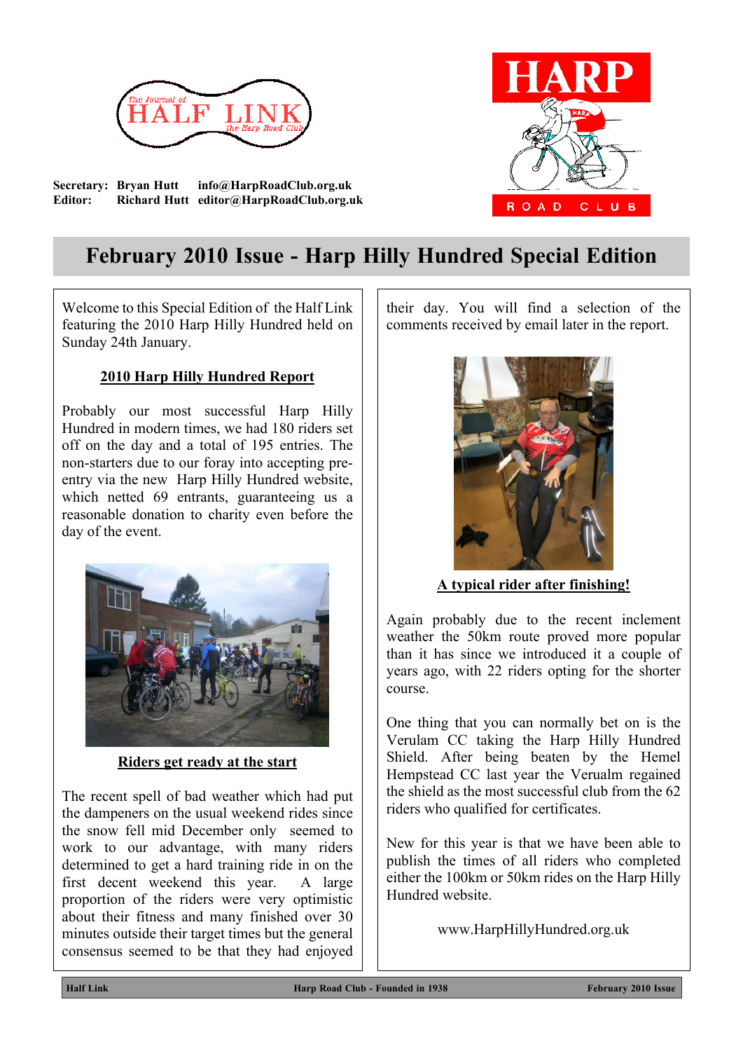The Journal of HALF LINK the Harp Road Club

HARP ROAD CLUB

**Secretary:** **Bryan Hutt** **info@HarpRoadClub.org.uk**
**Editor:** **Richard Hutt** **editor@HarpRoadClub.org.uk**

# February 2010 Issue - Harp Hilly Hundred Special Edition

Welcome to this Special Edition of the Half Link featuring the 2010 Harp Hilly Hundred held on Sunday 24th January.

## 2010 Harp Hilly Hundred Report

Probably our most successful Harp Hilly Hundred in modern times, we had 180 riders set off on the day and a total of 195 entries. The non-starters due to our foray into accepting pre-entry via the new Harp Hilly Hundred website, which netted 69 entrants, guaranteeing us a reasonable donation to charity even before the day of the event.

**Riders get ready at the start**

The recent spell of bad weather which had put the dampeners on the usual weekend rides since the snow fell mid December only seemed to work to our advantage, with many riders determined to get a hard training ride in on the first decent weekend this year. A large proportion of the riders were very optimistic about their fitness and many finished over 30 minutes outside their target times but the general consensus seemed to be that they had enjoyed their day. You will find a selection of the comments received by email later in the report.

**A typical rider after finishing!**

Again probably due to the recent inclement weather the 50km route proved more popular than it has since we introduced it a couple of years ago, with 22 riders opting for the shorter course.

One thing that you can normally bet on is the Verulam CC taking the Harp Hilly Hundred Shield. After being beaten by the Hemel Hempstead CC last year the Verualm regained the shield as the most successful club from the 62 riders who qualified for certificates.

New for this year is that we have been able to publish the times of all riders who completed either the 100km or 50km rides on the Harp Hilly Hundred website.

www.HarpHillyHundred.org.uk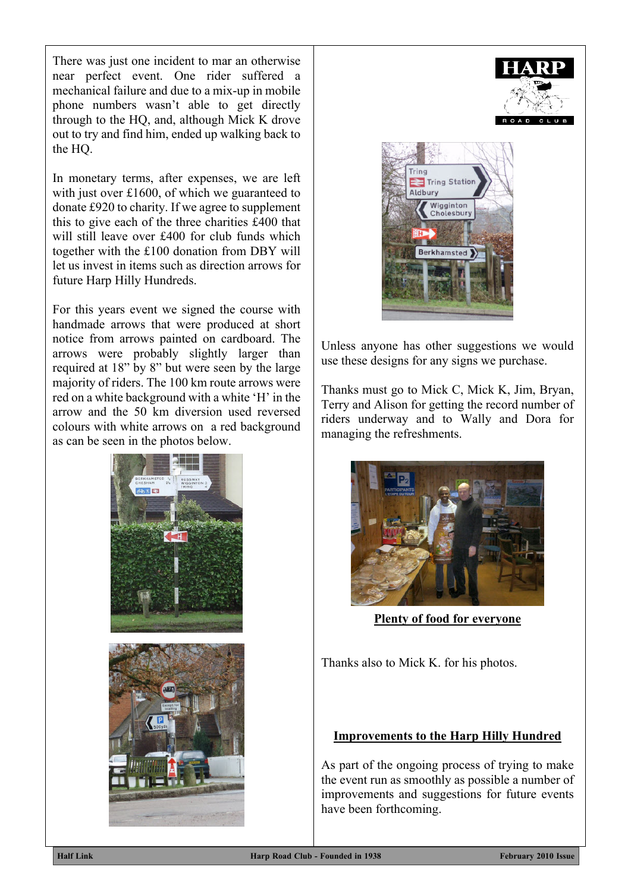There was just one incident to mar an otherwise near perfect event. One rider suffered a mechanical failure and due to a mix-up in mobile phone numbers wasn't able to get directly through to the HQ, and, although Mick K drove out to try and find him, ended up walking back to the HQ.

In monetary terms, after expenses, we are left with just over £1600, of which we guaranteed to donate £920 to charity. If we agree to supplement this to give each of the three charities £400 that will still leave over £400 for club funds which together with the £100 donation from DBY will let us invest in items such as direction arrows for future Harp Hilly Hundreds.

For this years event we signed the course with handmade arrows that were produced at short notice from arrows painted on cardboard. The arrows were probably slightly larger than required at 18" by 8" but were seen by the large majority of riders. The 100 km route arrows were red on a white background with a white 'H' in the arrow and the 50 km diversion used reversed colours with white arrows on a red background as can be seen in the photos below.

Unless anyone has other suggestions we would use these designs for any signs we purchase.

Thanks must go to Mick C, Mick K, Jim, Bryan, Terry and Alison for getting the record number of riders underway and to Wally and Dora for managing the refreshments.

**Plenty of food for everyone**

Thanks also to Mick K. for his photos.

## Improvements to the Harp Hilly Hundred

As part of the ongoing process of trying to make the event run as smoothly as possible a number of improvements and suggestions for future events have been forthcoming.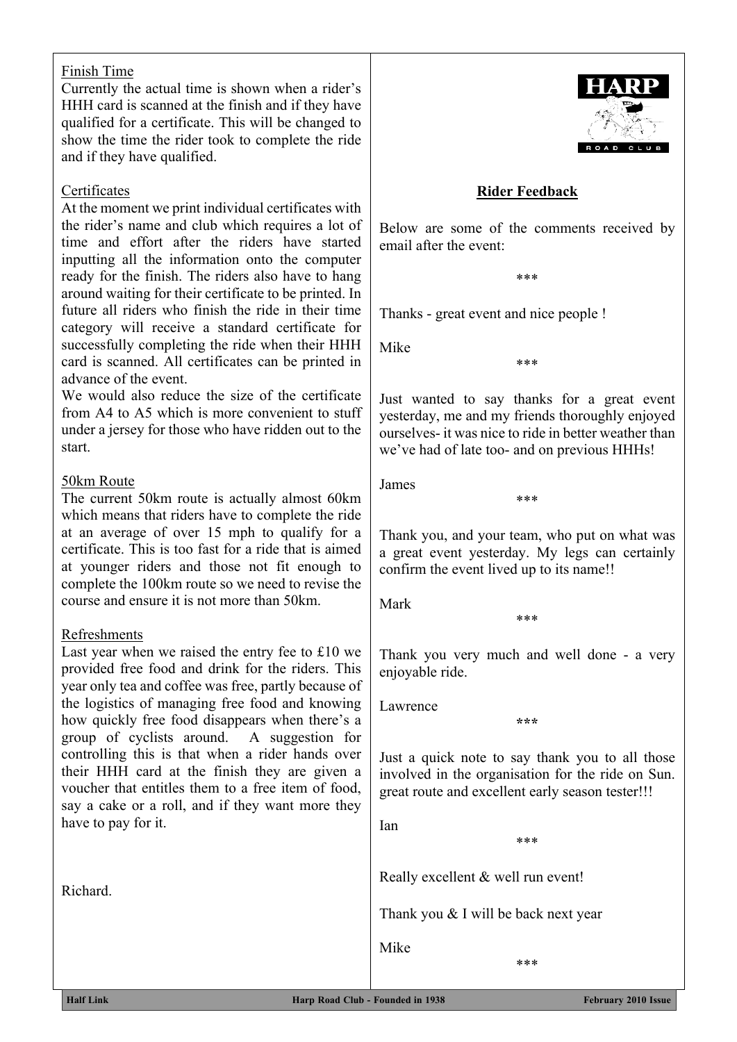Finish Time

Currently the actual time is shown when a rider's HHH card is scanned at the finish and if they have qualified for a certificate. This will be changed to show the time the rider took to complete the ride and if they have qualified.

Certificates

At the moment we print individual certificates with the rider's name and club which requires a lot of time and effort after the riders have started inputting all the information onto the computer ready for the finish. The riders also have to hang around waiting for their certificate to be printed. In future all riders who finish the ride in their time category will receive a standard certificate for successfully completing the ride when their HHH card is scanned. All certificates can be printed in advance of the event.

We would also reduce the size of the certificate from A4 to A5 which is more convenient to stuff under a jersey for those who have ridden out to the start.

50km Route

The current 50km route is actually almost 60km which means that riders have to complete the ride at an average of over 15 mph to qualify for a certificate. This is too fast for a ride that is aimed at younger riders and those not fit enough to complete the 100km route so we need to revise the course and ensure it is not more than 50km.

Refreshments

Last year when we raised the entry fee to £10 we provided free food and drink for the riders. This year only tea and coffee was free, partly because of the logistics of managing free food and knowing how quickly free food disappears when there's a group of cyclists around. A suggestion for controlling this is that when a rider hands over their HHH card at the finish they are given a voucher that entitles them to a free item of food, say a cake or a roll, and if they want more they have to pay for it.

Richard.

HARP ROAD CLUB

## Rider Feedback

Below are some of the comments received by email after the event:

***

Thanks - great event and nice people !

Mike

***

Just wanted to say thanks for a great event yesterday, me and my friends thoroughly enjoyed ourselves- it was nice to ride in better weather than we've had of late too- and on previous HHHs!

James

***

Thank you, and your team, who put on what was a great event yesterday. My legs can certainly confirm the event lived up to its name!!

Mark

***

Thank you very much and well done - a very enjoyable ride.

Lawrence

***

Just a quick note to say thank you to all those involved in the organisation for the ride on Sun. great route and excellent early season tester!!!

Ian

***

Really excellent & well run event!

Thank you & I will be back next year

Mike

***